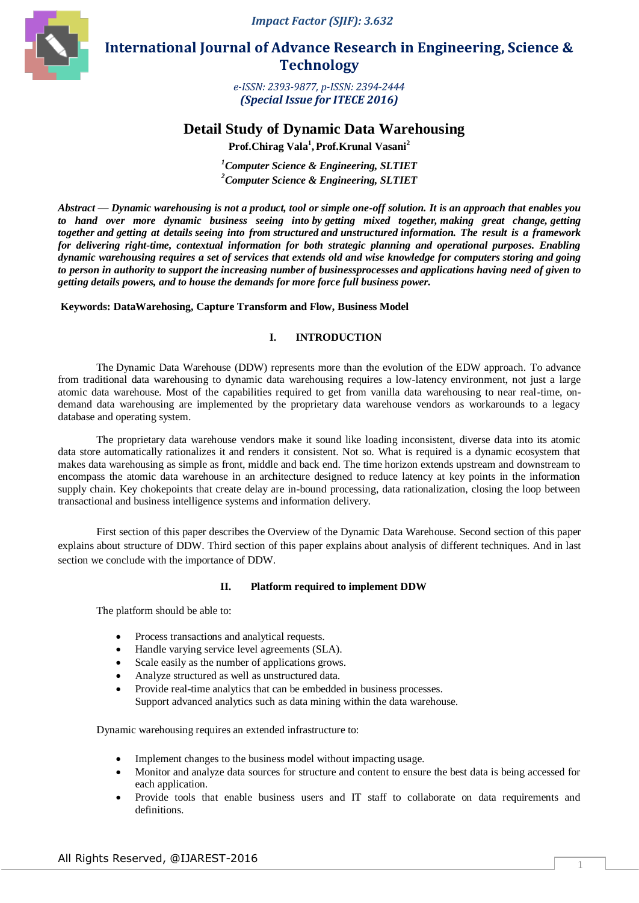Impact Factor (SJIF): 3.632

# International Journal of Advance Research in Engineering, Science & Technology

*e-ISSN: 2393-9877, p-ISSN: 2394-2444*
***(Special Issue for ITECE 2016)***

# Detail Study of Dynamic Data Warehousing

**Prof.Chirag Vala[1], Prof.Krunal Vasani[2]**

*[1]Computer Science & Engineering, SLTIET*
*[2]Computer Science & Engineering, SLTIET*

***Abstract*** — ***Dynamic warehousing is not a product, tool or simple one-off solution. It is an approach that enables you to hand over more dynamic business seeing into by getting mixed together, making great change, getting together and getting at details seeing into from structured and unstructured information. The result is a framework for delivering right-time, contextual information for both strategic planning and operational purposes. Enabling dynamic warehousing requires a set of services that extends old and wise knowledge for computers storing and going to person in authority to support the increasing number of businessprocesses and applications having need of given to getting details powers, and to house the demands for more force full business power.***

**Keywords: DataWarehosing, Capture Transform and Flow, Business Model**

## I. INTRODUCTION

The Dynamic Data Warehouse (DDW) represents more than the evolution of the EDW approach. To advance from traditional data warehousing to dynamic data warehousing requires a low-latency environment, not just a large atomic data warehouse. Most of the capabilities required to get from vanilla data warehousing to near real-time, on-demand data warehousing are implemented by the proprietary data warehouse vendors as workarounds to a legacy database and operating system.

The proprietary data warehouse vendors make it sound like loading inconsistent, diverse data into its atomic data store automatically rationalizes it and renders it consistent. Not so. What is required is a dynamic ecosystem that makes data warehousing as simple as front, middle and back end. The time horizon extends upstream and downstream to encompass the atomic data warehouse in an architecture designed to reduce latency at key points in the information supply chain. Key chokepoints that create delay are in-bound processing, data rationalization, closing the loop between transactional and business intelligence systems and information delivery.

First section of this paper describes the Overview of the Dynamic Data Warehouse. Second section of this paper explains about structure of DDW. Third section of this paper explains about analysis of different techniques. And in last section we conclude with the importance of DDW.

## II. Platform required to implement DDW

The platform should be able to:

- Process transactions and analytical requests.
- Handle varying service level agreements (SLA).
- Scale easily as the number of applications grows.
- Analyze structured as well as unstructured data.
- Provide real-time analytics that can be embedded in business processes.
  Support advanced analytics such as data mining within the data warehouse.

Dynamic warehousing requires an extended infrastructure to:

- Implement changes to the business model without impacting usage.
- Monitor and analyze data sources for structure and content to ensure the best data is being accessed for each application.
- Provide tools that enable business users and IT staff to collaborate on data requirements and definitions.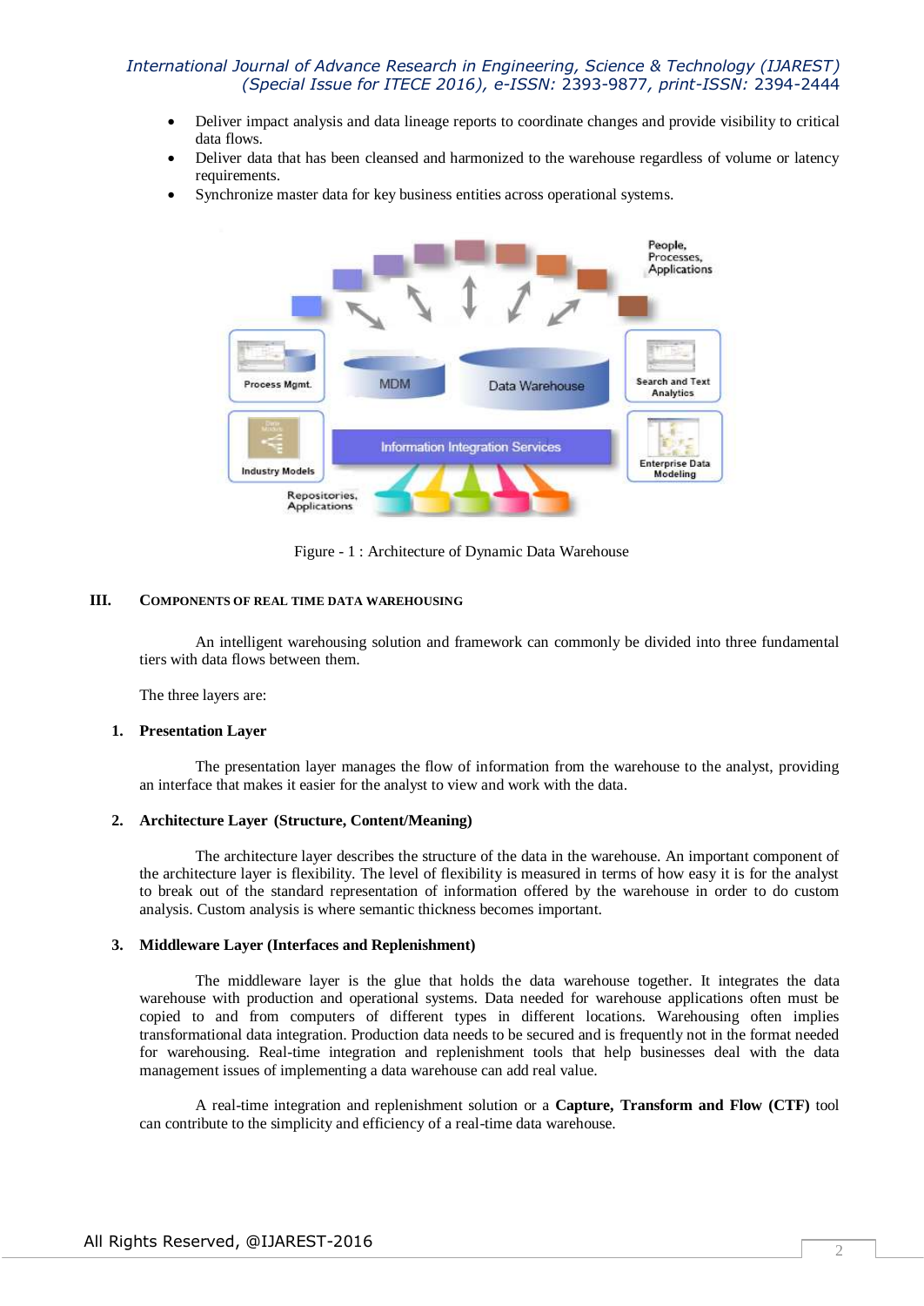- Deliver impact analysis and data lineage reports to coordinate changes and provide visibility to critical data flows.
- Deliver data that has been cleansed and harmonized to the warehouse regardless of volume or latency requirements.
- Synchronize master data for key business entities across operational systems.

Figure - 1 : Architecture of Dynamic Data Warehouse

## III. COMPONENTS OF REAL TIME DATA WAREHOUSING

An intelligent warehousing solution and framework can commonly be divided into three fundamental tiers with data flows between them.

The three layers are:

### 1. Presentation Layer

The presentation layer manages the flow of information from the warehouse to the analyst, providing an interface that makes it easier for the analyst to view and work with the data.

### 2. Architecture Layer (Structure, Content/Meaning)

The architecture layer describes the structure of the data in the warehouse. An important component of the architecture layer is flexibility. The level of flexibility is measured in terms of how easy it is for the analyst to break out of the standard representation of information offered by the warehouse in order to do custom analysis. Custom analysis is where semantic thickness becomes important.

### 3. Middleware Layer (Interfaces and Replenishment)

The middleware layer is the glue that holds the data warehouse together. It integrates the data warehouse with production and operational systems. Data needed for warehouse applications often must be copied to and from computers of different types in different locations. Warehousing often implies transformational data integration. Production data needs to be secured and is frequently not in the format needed for warehousing. Real-time integration and replenishment tools that help businesses deal with the data management issues of implementing a data warehouse can add real value.

A real-time integration and replenishment solution or a **Capture, Transform and Flow (CTF)** tool can contribute to the simplicity and efficiency of a real-time data warehouse.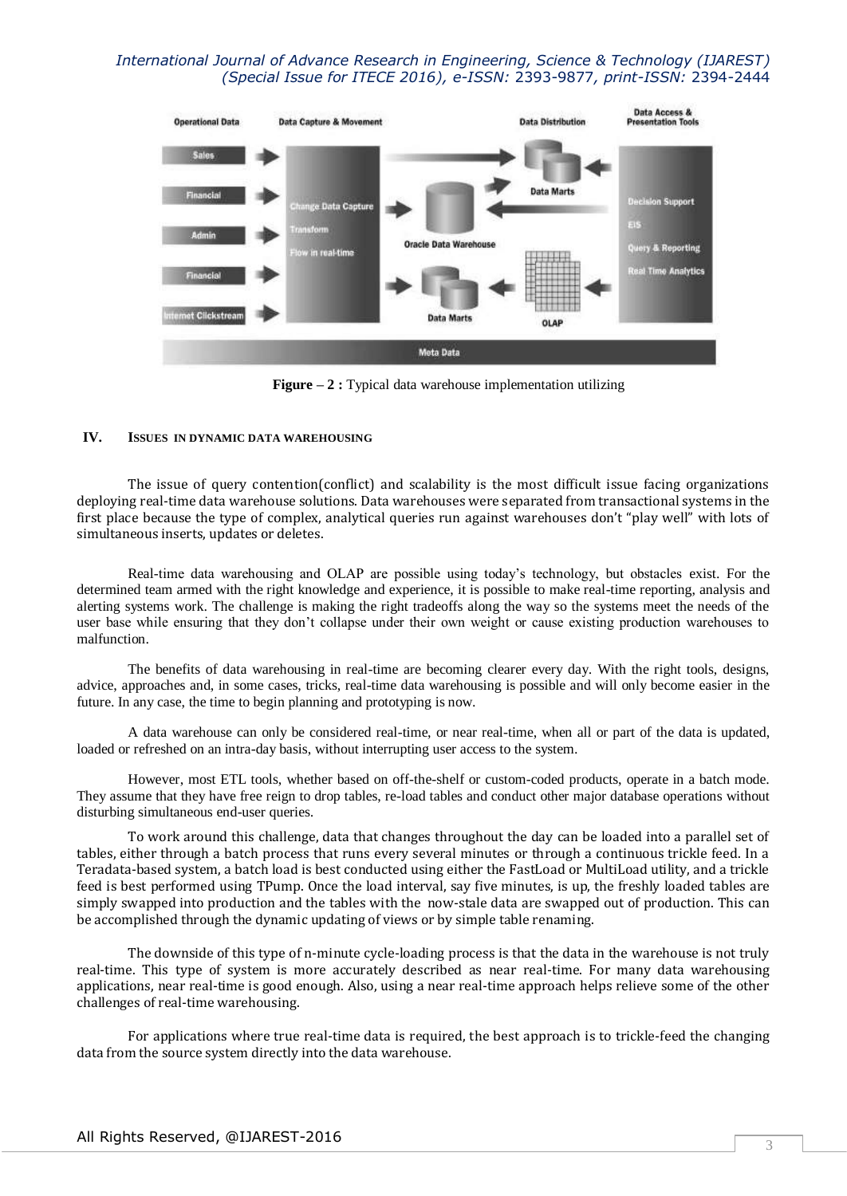**Figure – 2 :** Typical data warehouse implementation utilizing

## IV. ISSUES IN DYNAMIC DATA WAREHOUSING

The issue of query contention(conflict) and scalability is the most difficult issue facing organizations deploying real-time data warehouse solutions. Data warehouses were separated from transactional systems in the first place because the type of complex, analytical queries run against warehouses don't "play well" with lots of simultaneous inserts, updates or deletes.

Real-time data warehousing and OLAP are possible using today's technology, but obstacles exist. For the determined team armed with the right knowledge and experience, it is possible to make real-time reporting, analysis and alerting systems work. The challenge is making the right tradeoffs along the way so the systems meet the needs of the user base while ensuring that they don't collapse under their own weight or cause existing production warehouses to malfunction.

The benefits of data warehousing in real-time are becoming clearer every day. With the right tools, designs, advice, approaches and, in some cases, tricks, real-time data warehousing is possible and will only become easier in the future. In any case, the time to begin planning and prototyping is now.

A data warehouse can only be considered real-time, or near real-time, when all or part of the data is updated, loaded or refreshed on an intra-day basis, without interrupting user access to the system.

However, most ETL tools, whether based on off-the-shelf or custom-coded products, operate in a batch mode. They assume that they have free reign to drop tables, re-load tables and conduct other major database operations without disturbing simultaneous end-user queries.

To work around this challenge, data that changes throughout the day can be loaded into a parallel set of tables, either through a batch process that runs every several minutes or through a continuous trickle feed. In a Teradata-based system, a batch load is best conducted using either the FastLoad or MultiLoad utility, and a trickle feed is best performed using TPump. Once the load interval, say five minutes, is up, the freshly loaded tables are simply swapped into production and the tables with the now-stale data are swapped out of production. This can be accomplished through the dynamic updating of views or by simple table renaming.

The downside of this type of n-minute cycle-loading process is that the data in the warehouse is not truly real-time. This type of system is more accurately described as near real-time. For many data warehousing applications, near real-time is good enough. Also, using a near real-time approach helps relieve some of the other challenges of real-time warehousing.

For applications where true real-time data is required, the best approach is to trickle-feed the changing data from the source system directly into the data warehouse.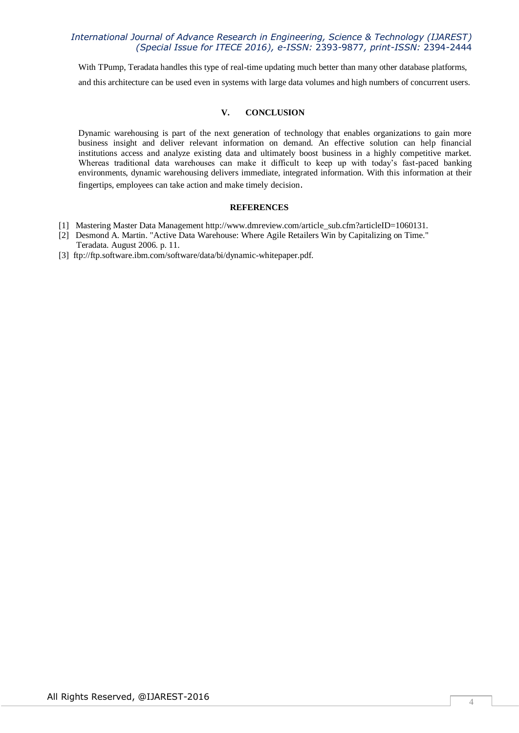With TPump, Teradata handles this type of real-time updating much better than many other database platforms, and this architecture can be used even in systems with large data volumes and high numbers of concurrent users.

## V. CONCLUSION

Dynamic warehousing is part of the next generation of technology that enables organizations to gain more business insight and deliver relevant information on demand. An effective solution can help financial institutions access and analyze existing data and ultimately boost business in a highly competitive market. Whereas traditional data warehouses can make it difficult to keep up with today's fast-paced banking environments, dynamic warehousing delivers immediate, integrated information. With this information at their fingertips, employees can take action and make timely decision.

## REFERENCES

[1] Mastering Master Data Management http://www.dmreview.com/article_sub.cfm?articleID=1060131.

[2] Desmond A. Martin. "Active Data Warehouse: Where Agile Retailers Win by Capitalizing on Time." Teradata. August 2006. p. 11.

[3] ftp://ftp.software.ibm.com/software/data/bi/dynamic-whitepaper.pdf.